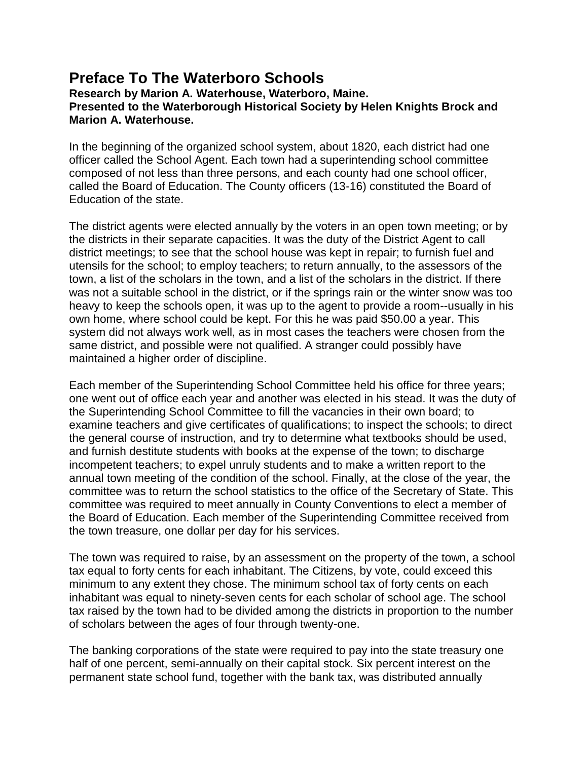# Preface To The Waterboro Schools

**Research by Marion A. Waterhouse, Waterboro, Maine.**
**Presented to the Waterborough Historical Society by Helen Knights Brock and Marion A. Waterhouse.**

In the beginning of the organized school system, about 1820, each district had one officer called the School Agent. Each town had a superintending school committee composed of not less than three persons, and each county had one school officer, called the Board of Education. The County officers (13-16) constituted the Board of Education of the state.

The district agents were elected annually by the voters in an open town meeting; or by the districts in their separate capacities. It was the duty of the District Agent to call district meetings; to see that the school house was kept in repair; to furnish fuel and utensils for the school; to employ teachers; to return annually, to the assessors of the town, a list of the scholars in the town, and a list of the scholars in the district. If there was not a suitable school in the district, or if the springs rain or the winter snow was too heavy to keep the schools open, it was up to the agent to provide a room--usually in his own home, where school could be kept. For this he was paid $50.00 a year. This system did not always work well, as in most cases the teachers were chosen from the same district, and possible were not qualified. A stranger could possibly have maintained a higher order of discipline.

Each member of the Superintending School Committee held his office for three years; one went out of office each year and another was elected in his stead. It was the duty of the Superintending School Committee to fill the vacancies in their own board; to examine teachers and give certificates of qualifications; to inspect the schools; to direct the general course of instruction, and try to determine what textbooks should be used, and furnish destitute students with books at the expense of the town; to discharge incompetent teachers; to expel unruly students and to make a written report to the annual town meeting of the condition of the school. Finally, at the close of the year, the committee was to return the school statistics to the office of the Secretary of State. This committee was required to meet annually in County Conventions to elect a member of the Board of Education. Each member of the Superintending Committee received from the town treasure, one dollar per day for his services.

The town was required to raise, by an assessment on the property of the town, a school tax equal to forty cents for each inhabitant. The Citizens, by vote, could exceed this minimum to any extent they chose. The minimum school tax of forty cents on each inhabitant was equal to ninety-seven cents for each scholar of school age. The school tax raised by the town had to be divided among the districts in proportion to the number of scholars between the ages of four through twenty-one.

The banking corporations of the state were required to pay into the state treasury one half of one percent, semi-annually on their capital stock. Six percent interest on the permanent state school fund, together with the bank tax, was distributed annually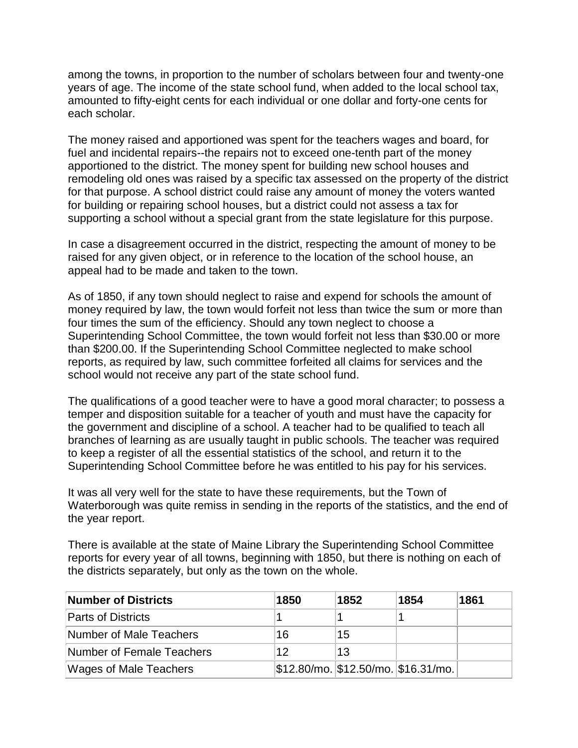among the towns, in proportion to the number of scholars between four and twenty-one years of age. The income of the state school fund, when added to the local school tax, amounted to fifty-eight cents for each individual or one dollar and forty-one cents for each scholar.

The money raised and apportioned was spent for the teachers wages and board, for fuel and incidental repairs--the repairs not to exceed one-tenth part of the money apportioned to the district. The money spent for building new school houses and remodeling old ones was raised by a specific tax assessed on the property of the district for that purpose. A school district could raise any amount of money the voters wanted for building or repairing school houses, but a district could not assess a tax for supporting a school without a special grant from the state legislature for this purpose.

In case a disagreement occurred in the district, respecting the amount of money to be raised for any given object, or in reference to the location of the school house, an appeal had to be made and taken to the town.

As of 1850, if any town should neglect to raise and expend for schools the amount of money required by law, the town would forfeit not less than twice the sum or more than four times the sum of the efficiency. Should any town neglect to choose a Superintending School Committee, the town would forfeit not less than $30.00 or more than $200.00. If the Superintending School Committee neglected to make school reports, as required by law, such committee forfeited all claims for services and the school would not receive any part of the state school fund.

The qualifications of a good teacher were to have a good moral character; to possess a temper and disposition suitable for a teacher of youth and must have the capacity for the government and discipline of a school. A teacher had to be qualified to teach all branches of learning as are usually taught in public schools. The teacher was required to keep a register of all the essential statistics of the school, and return it to the Superintending School Committee before he was entitled to his pay for his services.

It was all very well for the state to have these requirements, but the Town of Waterborough was quite remiss in sending in the reports of the statistics, and the end of the year report.

There is available at the state of Maine Library the Superintending School Committee reports for every year of all towns, beginning with 1850, but there is nothing on each of the districts separately, but only as the town on the whole.

| Number of Districts | 1850 | 1852 | 1854 | 1861 |
|---|---|---|---|---|
| Parts of Districts | 1 | 1 | 1 | |
| Number of Male Teachers | 16 | 15 | | |
| Number of Female Teachers | 12 | 13 | | |
| Wages of Male Teachers | $12.80/mo. | $12.50/mo. | $16.31/mo. | |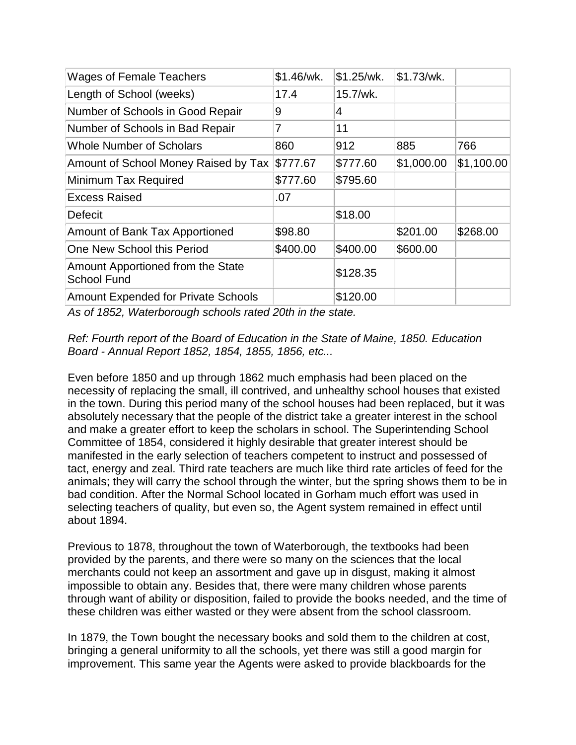| Wages of Female Teachers | $1.46/wk. | $1.25/wk. | $1.73/wk. | |
|---|---|---|---|---|
| Length of School (weeks) | 17.4 | 15.7/wk. | | |
| Number of Schools in Good Repair | 9 | 4 | | |
| Number of Schools in Bad Repair | 7 | 11 | | |
| Whole Number of Scholars | 860 | 912 | 885 | 766 |
| Amount of School Money Raised by Tax | $777.67 | $777.60 | $1,000.00 | $1,100.00 |
| Minimum Tax Required | $777.60 | $795.60 | | |
| Excess Raised | .07 | | | |
| Defecit | | $18.00 | | |
| Amount of Bank Tax Apportioned | $98.80 | | $201.00 | $268.00 |
| One New School this Period | $400.00 | $400.00 | $600.00 | |
| Amount Apportioned from the State School Fund | | $128.35 | | |
| Amount Expended for Private Schools | | $120.00 | | |

*As of 1852, Waterborough schools rated 20th in the state.*

*Ref: Fourth report of the Board of Education in the State of Maine, 1850. Education Board - Annual Report 1852, 1854, 1855, 1856, etc...*

Even before 1850 and up through 1862 much emphasis had been placed on the necessity of replacing the small, ill contrived, and unhealthy school houses that existed in the town. During this period many of the school houses had been replaced, but it was absolutely necessary that the people of the district take a greater interest in the school and make a greater effort to keep the scholars in school. The Superintending School Committee of 1854, considered it highly desirable that greater interest should be manifested in the early selection of teachers competent to instruct and possessed of tact, energy and zeal. Third rate teachers are much like third rate articles of feed for the animals; they will carry the school through the winter, but the spring shows them to be in bad condition. After the Normal School located in Gorham much effort was used in selecting teachers of quality, but even so, the Agent system remained in effect until about 1894.

Previous to 1878, throughout the town of Waterborough, the textbooks had been provided by the parents, and there were so many on the sciences that the local merchants could not keep an assortment and gave up in disgust, making it almost impossible to obtain any. Besides that, there were many children whose parents through want of ability or disposition, failed to provide the books needed, and the time of these children was either wasted or they were absent from the school classroom.

In 1879, the Town bought the necessary books and sold them to the children at cost, bringing a general uniformity to all the schools, yet there was still a good margin for improvement. This same year the Agents were asked to provide blackboards for the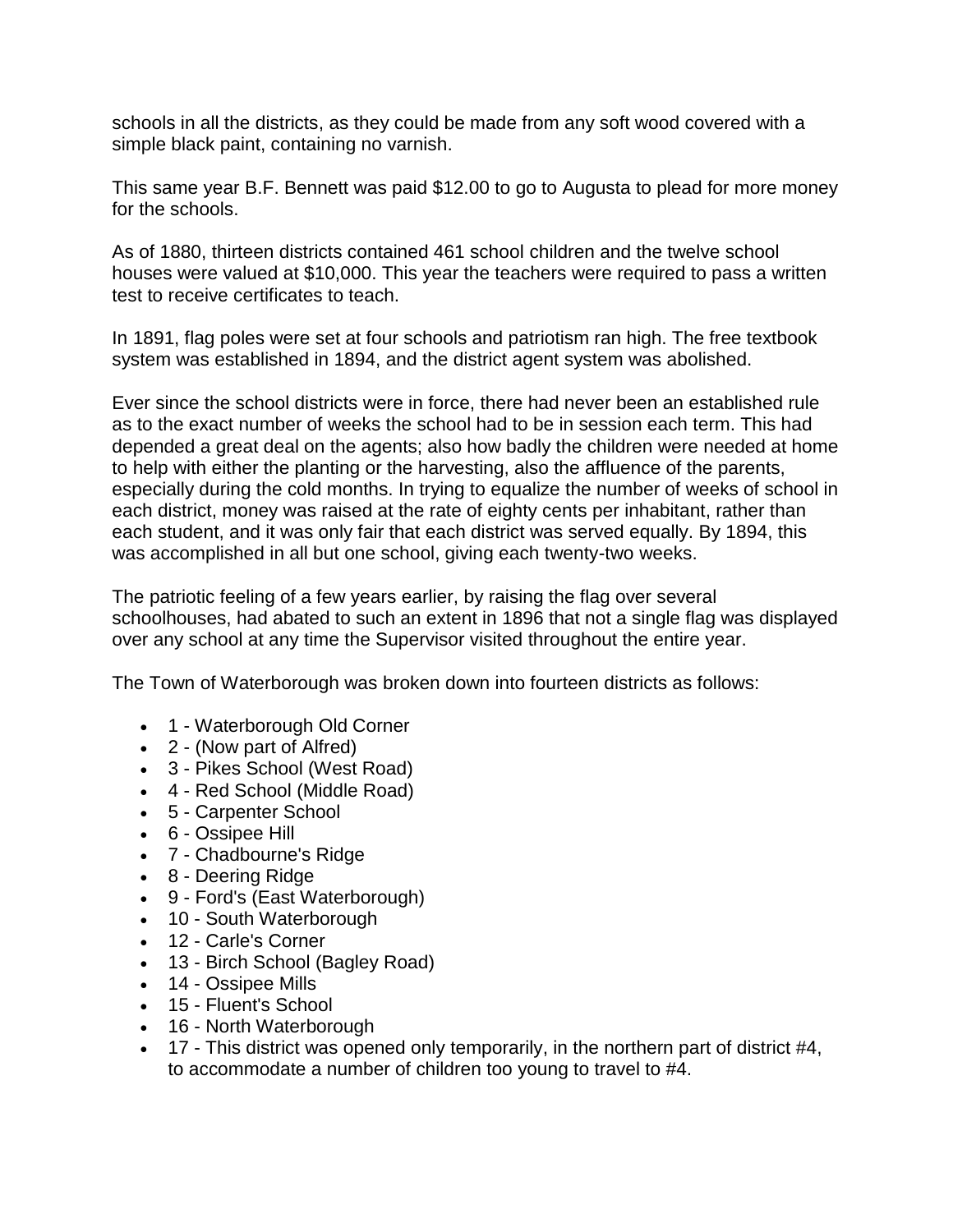schools in all the districts, as they could be made from any soft wood covered with a simple black paint, containing no varnish.

This same year B.F. Bennett was paid $12.00 to go to Augusta to plead for more money for the schools.

As of 1880, thirteen districts contained 461 school children and the twelve school houses were valued at $10,000. This year the teachers were required to pass a written test to receive certificates to teach.

In 1891, flag poles were set at four schools and patriotism ran high. The free textbook system was established in 1894, and the district agent system was abolished.

Ever since the school districts were in force, there had never been an established rule as to the exact number of weeks the school had to be in session each term. This had depended a great deal on the agents; also how badly the children were needed at home to help with either the planting or the harvesting, also the affluence of the parents, especially during the cold months. In trying to equalize the number of weeks of school in each district, money was raised at the rate of eighty cents per inhabitant, rather than each student, and it was only fair that each district was served equally. By 1894, this was accomplished in all but one school, giving each twenty-two weeks.

The patriotic feeling of a few years earlier, by raising the flag over several schoolhouses, had abated to such an extent in 1896 that not a single flag was displayed over any school at any time the Supervisor visited throughout the entire year.

The Town of Waterborough was broken down into fourteen districts as follows:

- 1 - Waterborough Old Corner
- 2 - (Now part of Alfred)
- 3 - Pikes School (West Road)
- 4 - Red School (Middle Road)
- 5 - Carpenter School
- 6 - Ossipee Hill
- 7 - Chadbourne's Ridge
- 8 - Deering Ridge
- 9 - Ford's (East Waterborough)
- 10 - South Waterborough
- 12 - Carle's Corner
- 13 - Birch School (Bagley Road)
- 14 - Ossipee Mills
- 15 - Fluent's School
- 16 - North Waterborough
- 17 - This district was opened only temporarily, in the northern part of district #4, to accommodate a number of children too young to travel to #4.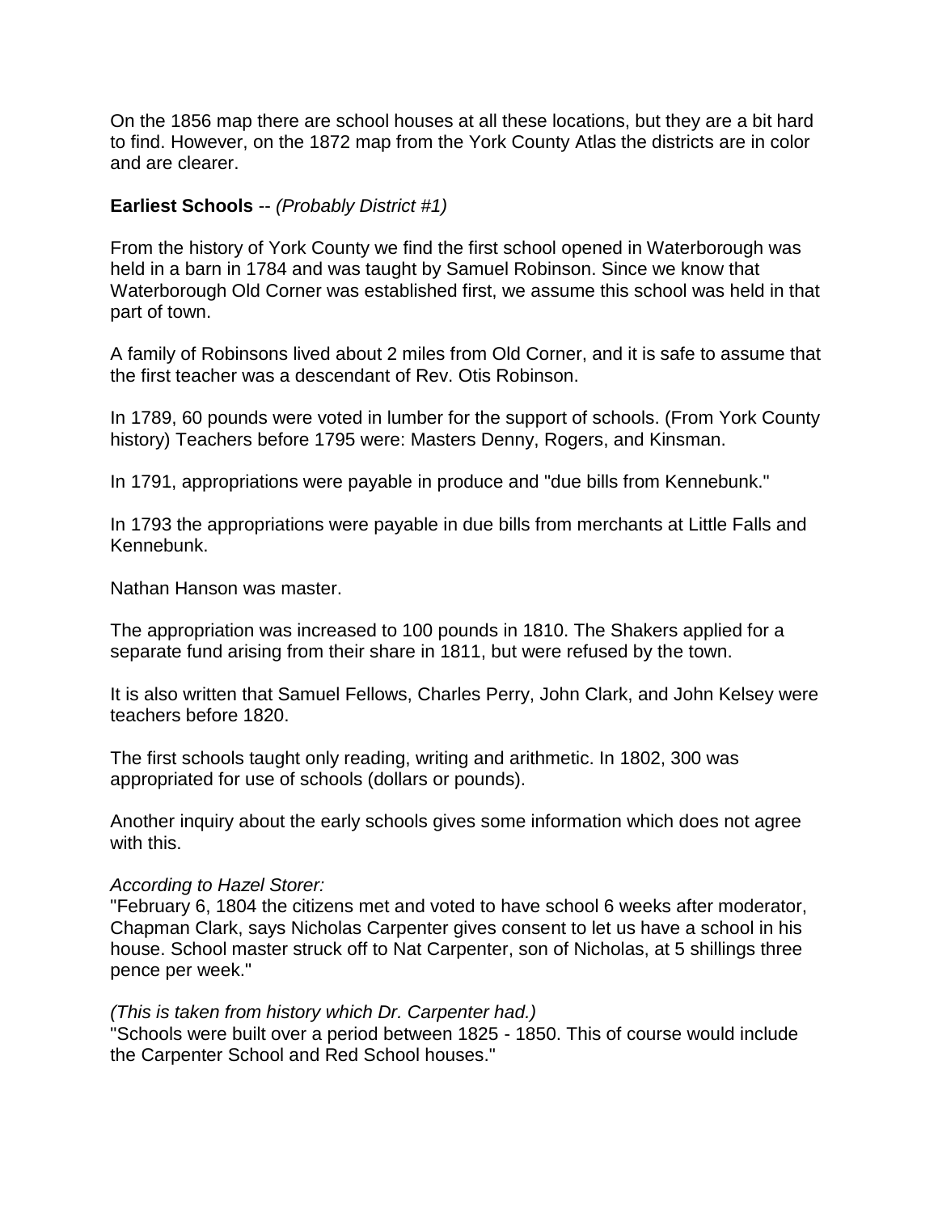On the 1856 map there are school houses at all these locations, but they are a bit hard to find. However, on the 1872 map from the York County Atlas the districts are in color and are clearer.

**Earliest Schools** -- *(Probably District #1)*

From the history of York County we find the first school opened in Waterborough was held in a barn in 1784 and was taught by Samuel Robinson. Since we know that Waterborough Old Corner was established first, we assume this school was held in that part of town.

A family of Robinsons lived about 2 miles from Old Corner, and it is safe to assume that the first teacher was a descendant of Rev. Otis Robinson.

In 1789, 60 pounds were voted in lumber for the support of schools. (From York County history) Teachers before 1795 were: Masters Denny, Rogers, and Kinsman.

In 1791, appropriations were payable in produce and "due bills from Kennebunk."

In 1793 the appropriations were payable in due bills from merchants at Little Falls and Kennebunk.

Nathan Hanson was master.

The appropriation was increased to 100 pounds in 1810. The Shakers applied for a separate fund arising from their share in 1811, but were refused by the town.

It is also written that Samuel Fellows, Charles Perry, John Clark, and John Kelsey were teachers before 1820.

The first schools taught only reading, writing and arithmetic. In 1802, 300 was appropriated for use of schools (dollars or pounds).

Another inquiry about the early schools gives some information which does not agree with this.

*According to Hazel Storer:*
"February 6, 1804 the citizens met and voted to have school 6 weeks after moderator, Chapman Clark, says Nicholas Carpenter gives consent to let us have a school in his house. School master struck off to Nat Carpenter, son of Nicholas, at 5 shillings three pence per week."

*(This is taken from history which Dr. Carpenter had.)*
"Schools were built over a period between 1825 - 1850. This of course would include the Carpenter School and Red School houses."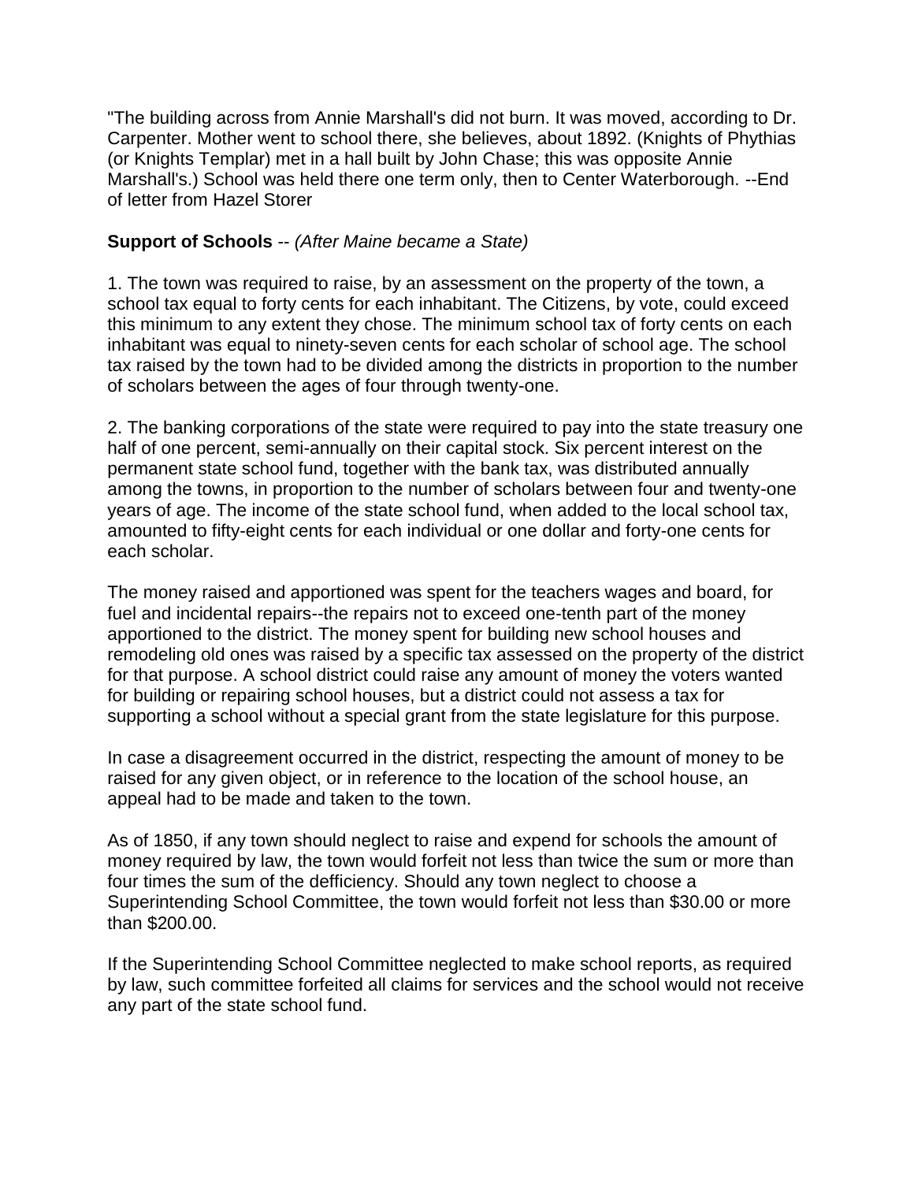"The building across from Annie Marshall's did not burn. It was moved, according to Dr. Carpenter. Mother went to school there, she believes, about 1892. (Knights of Phythias (or Knights Templar) met in a hall built by John Chase; this was opposite Annie Marshall's.) School was held there one term only, then to Center Waterborough. --End of letter from Hazel Storer

**Support of Schools** -- *(After Maine became a State)*

1. The town was required to raise, by an assessment on the property of the town, a school tax equal to forty cents for each inhabitant. The Citizens, by vote, could exceed this minimum to any extent they chose. The minimum school tax of forty cents on each inhabitant was equal to ninety-seven cents for each scholar of school age. The school tax raised by the town had to be divided among the districts in proportion to the number of scholars between the ages of four through twenty-one.

2. The banking corporations of the state were required to pay into the state treasury one half of one percent, semi-annually on their capital stock. Six percent interest on the permanent state school fund, together with the bank tax, was distributed annually among the towns, in proportion to the number of scholars between four and twenty-one years of age. The income of the state school fund, when added to the local school tax, amounted to fifty-eight cents for each individual or one dollar and forty-one cents for each scholar.

The money raised and apportioned was spent for the teachers wages and board, for fuel and incidental repairs--the repairs not to exceed one-tenth part of the money apportioned to the district. The money spent for building new school houses and remodeling old ones was raised by a specific tax assessed on the property of the district for that purpose. A school district could raise any amount of money the voters wanted for building or repairing school houses, but a district could not assess a tax for supporting a school without a special grant from the state legislature for this purpose.

In case a disagreement occurred in the district, respecting the amount of money to be raised for any given object, or in reference to the location of the school house, an appeal had to be made and taken to the town.

As of 1850, if any town should neglect to raise and expend for schools the amount of money required by law, the town would forfeit not less than twice the sum or more than four times the sum of the defficiency. Should any town neglect to choose a Superintending School Committee, the town would forfeit not less than $30.00 or more than $200.00.

If the Superintending School Committee neglected to make school reports, as required by law, such committee forfeited all claims for services and the school would not receive any part of the state school fund.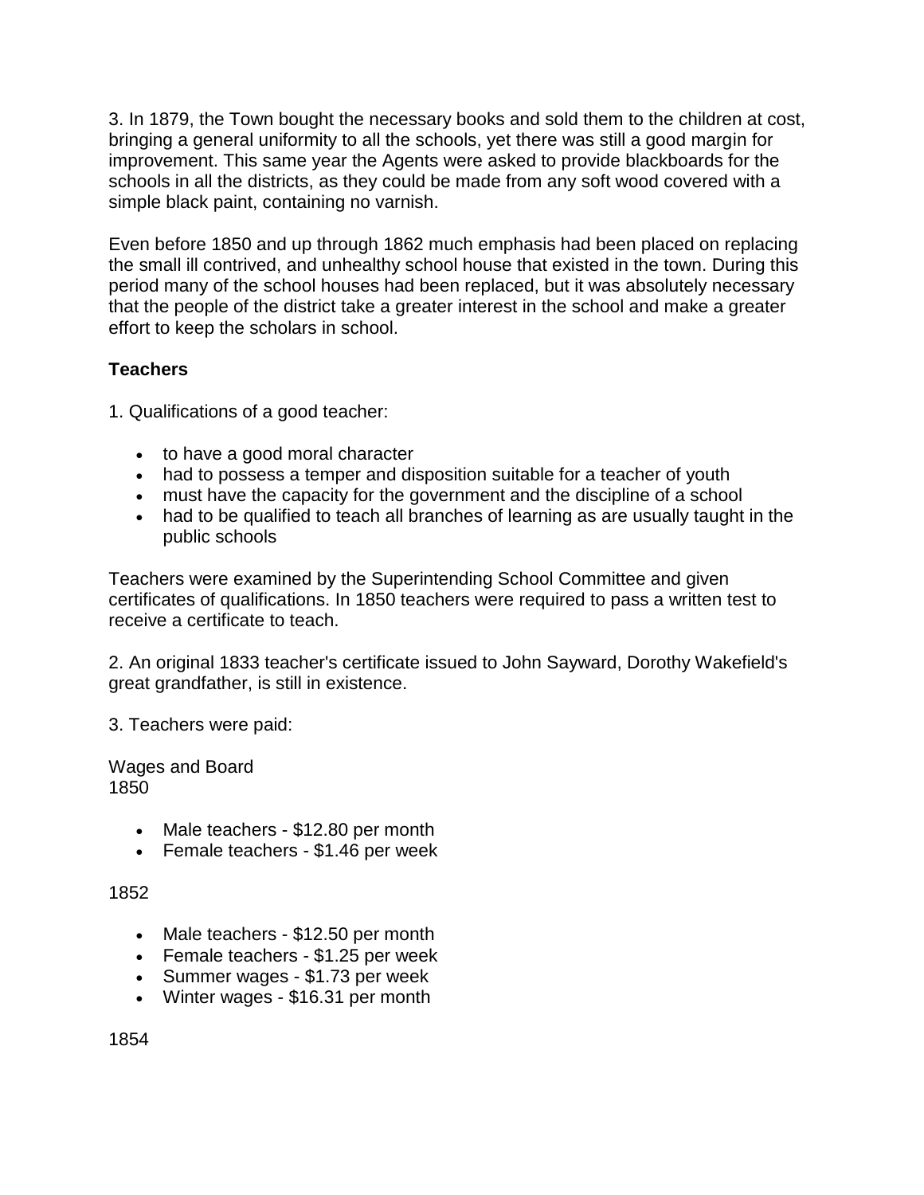3. In 1879, the Town bought the necessary books and sold them to the children at cost, bringing a general uniformity to all the schools, yet there was still a good margin for improvement. This same year the Agents were asked to provide blackboards for the schools in all the districts, as they could be made from any soft wood covered with a simple black paint, containing no varnish.

Even before 1850 and up through 1862 much emphasis had been placed on replacing the small ill contrived, and unhealthy school house that existed in the town. During this period many of the school houses had been replaced, but it was absolutely necessary that the people of the district take a greater interest in the school and make a greater effort to keep the scholars in school.

**Teachers**

1. Qualifications of a good teacher:

- to have a good moral character
- had to possess a temper and disposition suitable for a teacher of youth
- must have the capacity for the government and the discipline of a school
- had to be qualified to teach all branches of learning as are usually taught in the public schools

Teachers were examined by the Superintending School Committee and given certificates of qualifications. In 1850 teachers were required to pass a written test to receive a certificate to teach.

2. An original 1833 teacher's certificate issued to John Sayward, Dorothy Wakefield's great grandfather, is still in existence.

3. Teachers were paid:

Wages and Board
1850

- Male teachers - $12.80 per month
- Female teachers - $1.46 per week

1852

- Male teachers - $12.50 per month
- Female teachers - $1.25 per week
- Summer wages - $1.73 per week
- Winter wages - $16.31 per month

1854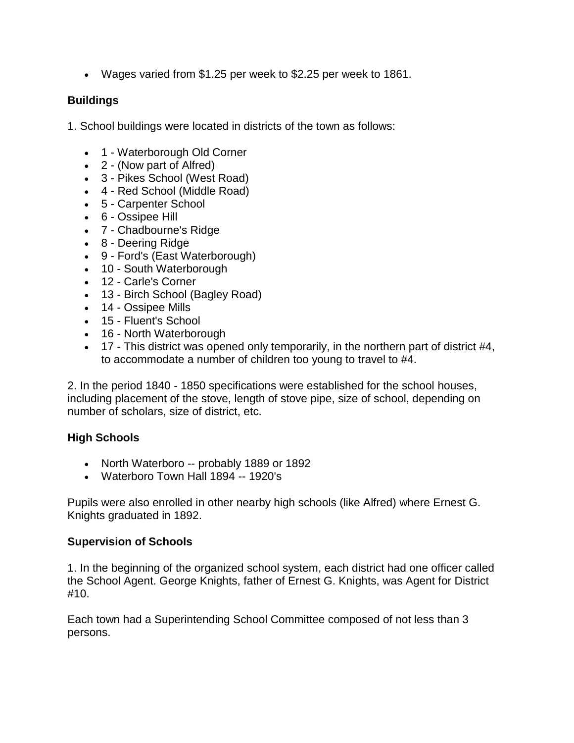- Wages varied from $1.25 per week to $2.25 per week to 1861.

### Buildings

1. School buildings were located in districts of the town as follows:

- 1 - Waterborough Old Corner
- 2 - (Now part of Alfred)
- 3 - Pikes School (West Road)
- 4 - Red School (Middle Road)
- 5 - Carpenter School
- 6 - Ossipee Hill
- 7 - Chadbourne's Ridge
- 8 - Deering Ridge
- 9 - Ford's (East Waterborough)
- 10 - South Waterborough
- 12 - Carle's Corner
- 13 - Birch School (Bagley Road)
- 14 - Ossipee Mills
- 15 - Fluent's School
- 16 - North Waterborough
- 17 - This district was opened only temporarily, in the northern part of district #4, to accommodate a number of children too young to travel to #4.

2. In the period 1840 - 1850 specifications were established for the school houses, including placement of the stove, length of stove pipe, size of school, depending on number of scholars, size of district, etc.

### High Schools

- North Waterboro -- probably 1889 or 1892
- Waterboro Town Hall 1894 -- 1920's

Pupils were also enrolled in other nearby high schools (like Alfred) where Ernest G. Knights graduated in 1892.

### Supervision of Schools

1. In the beginning of the organized school system, each district had one officer called the School Agent. George Knights, father of Ernest G. Knights, was Agent for District #10.

Each town had a Superintending School Committee composed of not less than 3 persons.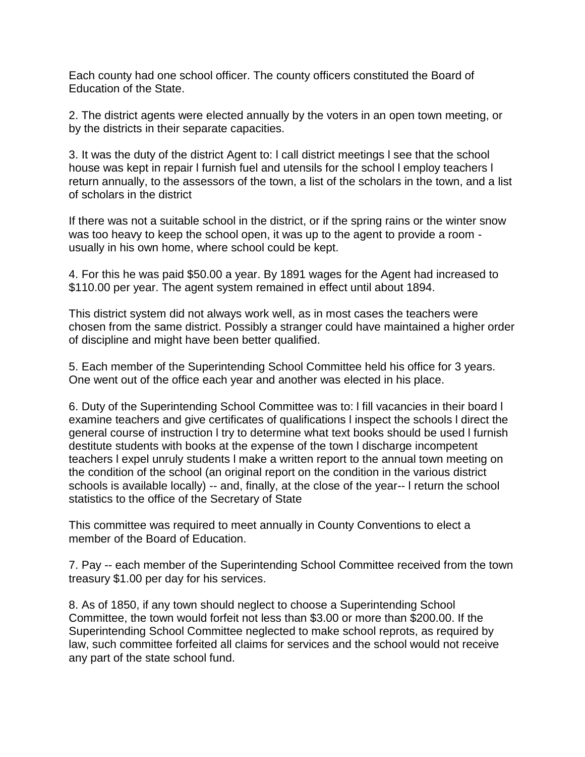Each county had one school officer. The county officers constituted the Board of Education of the State.

2. The district agents were elected annually by the voters in an open town meeting, or by the districts in their separate capacities.

3. It was the duty of the district Agent to: l call district meetings l see that the school house was kept in repair l furnish fuel and utensils for the school l employ teachers l return annually, to the assessors of the town, a list of the scholars in the town, and a list of scholars in the district

If there was not a suitable school in the district, or if the spring rains or the winter snow was too heavy to keep the school open, it was up to the agent to provide a room - usually in his own home, where school could be kept.

4. For this he was paid $50.00 a year. By 1891 wages for the Agent had increased to $110.00 per year. The agent system remained in effect until about 1894.

This district system did not always work well, as in most cases the teachers were chosen from the same district. Possibly a stranger could have maintained a higher order of discipline and might have been better qualified.

5. Each member of the Superintending School Committee held his office for 3 years. One went out of the office each year and another was elected in his place.

6. Duty of the Superintending School Committee was to: l fill vacancies in their board l examine teachers and give certificates of qualifications l inspect the schools l direct the general course of instruction l try to determine what text books should be used l furnish destitute students with books at the expense of the town l discharge incompetent teachers l expel unruly students l make a written report to the annual town meeting on the condition of the school (an original report on the condition in the various district schools is available locally) -- and, finally, at the close of the year-- l return the school statistics to the office of the Secretary of State

This committee was required to meet annually in County Conventions to elect a member of the Board of Education.

7. Pay -- each member of the Superintending School Committee received from the town treasury $1.00 per day for his services.

8. As of 1850, if any town should neglect to choose a Superintending School Committee, the town would forfeit not less than $3.00 or more than $200.00. If the Superintending School Committee neglected to make school reprots, as required by law, such committee forfeited all claims for services and the school would not receive any part of the state school fund.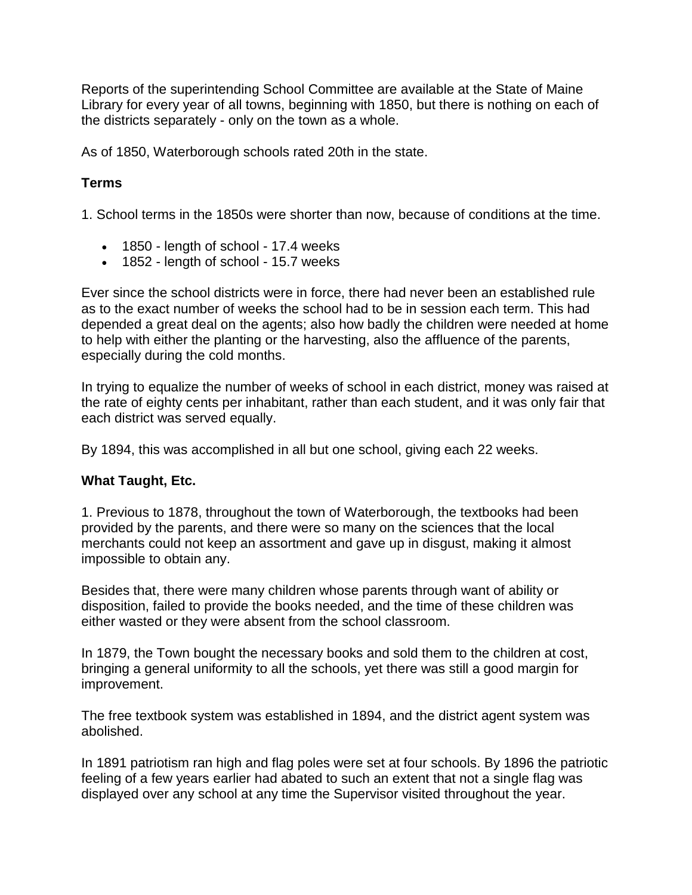Reports of the superintending School Committee are available at the State of Maine Library for every year of all towns, beginning with 1850, but there is nothing on each of the districts separately - only on the town as a whole.

As of 1850, Waterborough schools rated 20th in the state.

### Terms

1. School terms in the 1850s were shorter than now, because of conditions at the time.

- 1850 - length of school - 17.4 weeks
- 1852 - length of school - 15.7 weeks

Ever since the school districts were in force, there had never been an established rule as to the exact number of weeks the school had to be in session each term. This had depended a great deal on the agents; also how badly the children were needed at home to help with either the planting or the harvesting, also the affluence of the parents, especially during the cold months.

In trying to equalize the number of weeks of school in each district, money was raised at the rate of eighty cents per inhabitant, rather than each student, and it was only fair that each district was served equally.

By 1894, this was accomplished in all but one school, giving each 22 weeks.

### What Taught, Etc.

1. Previous to 1878, throughout the town of Waterborough, the textbooks had been provided by the parents, and there were so many on the sciences that the local merchants could not keep an assortment and gave up in disgust, making it almost impossible to obtain any.

Besides that, there were many children whose parents through want of ability or disposition, failed to provide the books needed, and the time of these children was either wasted or they were absent from the school classroom.

In 1879, the Town bought the necessary books and sold them to the children at cost, bringing a general uniformity to all the schools, yet there was still a good margin for improvement.

The free textbook system was established in 1894, and the district agent system was abolished.

In 1891 patriotism ran high and flag poles were set at four schools. By 1896 the patriotic feeling of a few years earlier had abated to such an extent that not a single flag was displayed over any school at any time the Supervisor visited throughout the year.